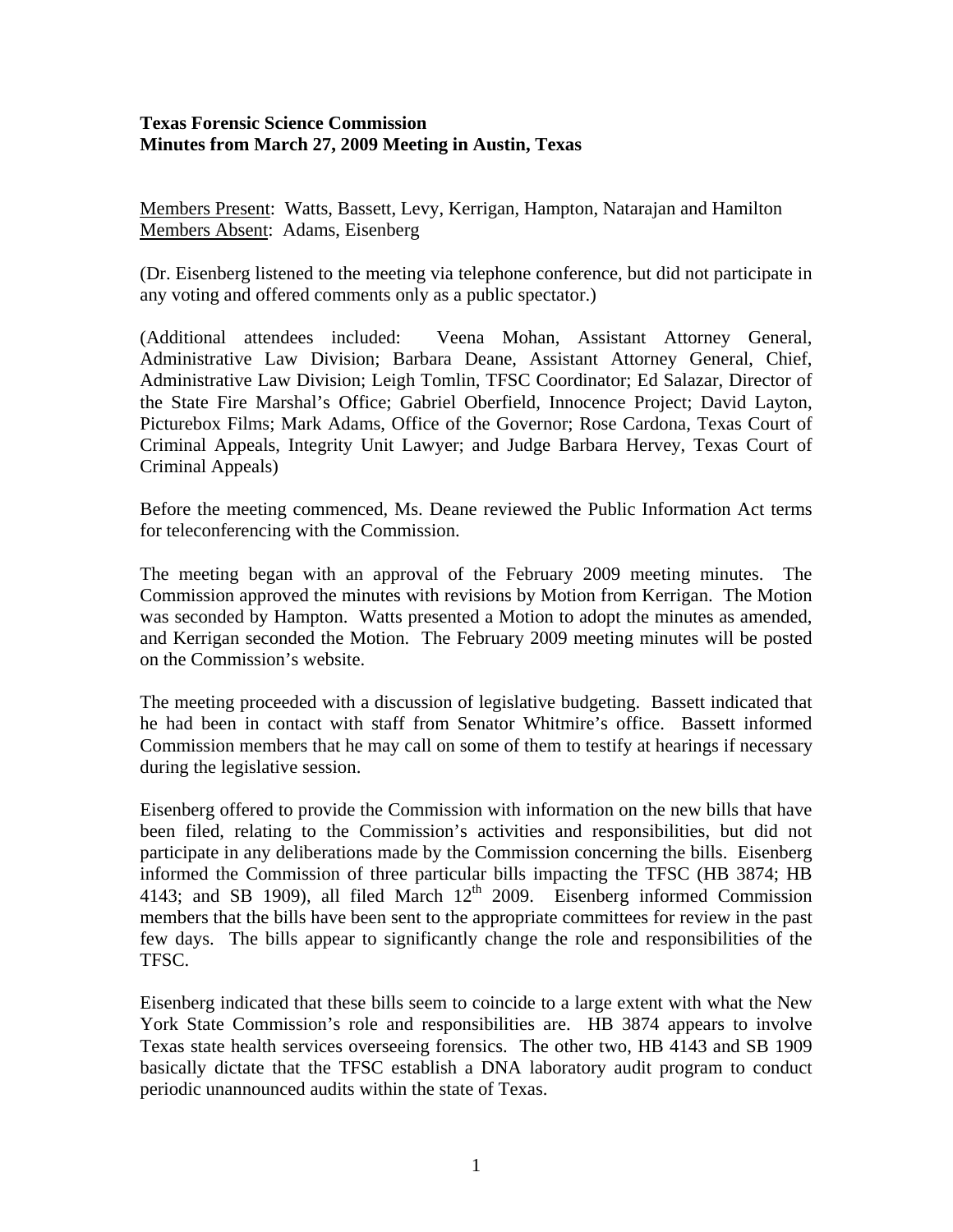**Texas Forensic Science Commission**
**Minutes from March 27, 2009 Meeting in Austin, Texas**

Members Present: Watts, Bassett, Levy, Kerrigan, Hampton, Natarajan and Hamilton
Members Absent: Adams, Eisenberg

(Dr. Eisenberg listened to the meeting via telephone conference, but did not participate in any voting and offered comments only as a public spectator.)

(Additional attendees included: Veena Mohan, Assistant Attorney General, Administrative Law Division; Barbara Deane, Assistant Attorney General, Chief, Administrative Law Division; Leigh Tomlin, TFSC Coordinator; Ed Salazar, Director of the State Fire Marshal's Office; Gabriel Oberfield, Innocence Project; David Layton, Picturebox Films; Mark Adams, Office of the Governor; Rose Cardona, Texas Court of Criminal Appeals, Integrity Unit Lawyer; and Judge Barbara Hervey, Texas Court of Criminal Appeals)

Before the meeting commenced, Ms. Deane reviewed the Public Information Act terms for teleconferencing with the Commission.

The meeting began with an approval of the February 2009 meeting minutes. The Commission approved the minutes with revisions by Motion from Kerrigan. The Motion was seconded by Hampton. Watts presented a Motion to adopt the minutes as amended, and Kerrigan seconded the Motion. The February 2009 meeting minutes will be posted on the Commission's website.

The meeting proceeded with a discussion of legislative budgeting. Bassett indicated that he had been in contact with staff from Senator Whitmire's office. Bassett informed Commission members that he may call on some of them to testify at hearings if necessary during the legislative session.

Eisenberg offered to provide the Commission with information on the new bills that have been filed, relating to the Commission's activities and responsibilities, but did not participate in any deliberations made by the Commission concerning the bills. Eisenberg informed the Commission of three particular bills impacting the TFSC (HB 3874; HB 4143; and SB 1909), all filed March 12th 2009. Eisenberg informed Commission members that the bills have been sent to the appropriate committees for review in the past few days. The bills appear to significantly change the role and responsibilities of the TFSC.

Eisenberg indicated that these bills seem to coincide to a large extent with what the New York State Commission's role and responsibilities are. HB 3874 appears to involve Texas state health services overseeing forensics. The other two, HB 4143 and SB 1909 basically dictate that the TFSC establish a DNA laboratory audit program to conduct periodic unannounced audits within the state of Texas.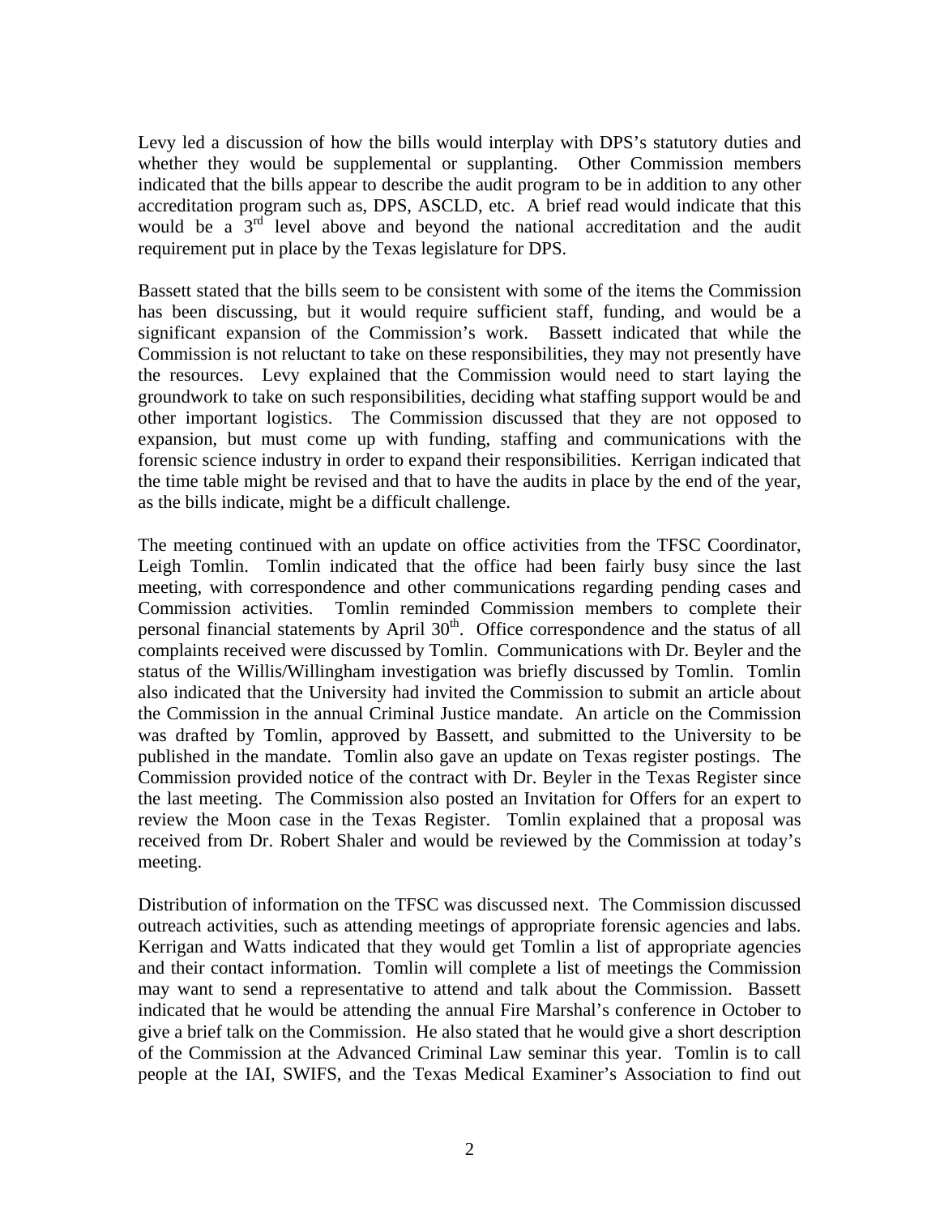Levy led a discussion of how the bills would interplay with DPS's statutory duties and whether they would be supplemental or supplanting. Other Commission members indicated that the bills appear to describe the audit program to be in addition to any other accreditation program such as, DPS, ASCLD, etc. A brief read would indicate that this would be a 3rd level above and beyond the national accreditation and the audit requirement put in place by the Texas legislature for DPS.

Bassett stated that the bills seem to be consistent with some of the items the Commission has been discussing, but it would require sufficient staff, funding, and would be a significant expansion of the Commission's work. Bassett indicated that while the Commission is not reluctant to take on these responsibilities, they may not presently have the resources. Levy explained that the Commission would need to start laying the groundwork to take on such responsibilities, deciding what staffing support would be and other important logistics. The Commission discussed that they are not opposed to expansion, but must come up with funding, staffing and communications with the forensic science industry in order to expand their responsibilities. Kerrigan indicated that the time table might be revised and that to have the audits in place by the end of the year, as the bills indicate, might be a difficult challenge.

The meeting continued with an update on office activities from the TFSC Coordinator, Leigh Tomlin. Tomlin indicated that the office had been fairly busy since the last meeting, with correspondence and other communications regarding pending cases and Commission activities. Tomlin reminded Commission members to complete their personal financial statements by April 30th. Office correspondence and the status of all complaints received were discussed by Tomlin. Communications with Dr. Beyler and the status of the Willis/Willingham investigation was briefly discussed by Tomlin. Tomlin also indicated that the University had invited the Commission to submit an article about the Commission in the annual Criminal Justice mandate. An article on the Commission was drafted by Tomlin, approved by Bassett, and submitted to the University to be published in the mandate. Tomlin also gave an update on Texas register postings. The Commission provided notice of the contract with Dr. Beyler in the Texas Register since the last meeting. The Commission also posted an Invitation for Offers for an expert to review the Moon case in the Texas Register. Tomlin explained that a proposal was received from Dr. Robert Shaler and would be reviewed by the Commission at today's meeting.

Distribution of information on the TFSC was discussed next. The Commission discussed outreach activities, such as attending meetings of appropriate forensic agencies and labs. Kerrigan and Watts indicated that they would get Tomlin a list of appropriate agencies and their contact information. Tomlin will complete a list of meetings the Commission may want to send a representative to attend and talk about the Commission. Bassett indicated that he would be attending the annual Fire Marshal's conference in October to give a brief talk on the Commission. He also stated that he would give a short description of the Commission at the Advanced Criminal Law seminar this year. Tomlin is to call people at the IAI, SWIFS, and the Texas Medical Examiner's Association to find out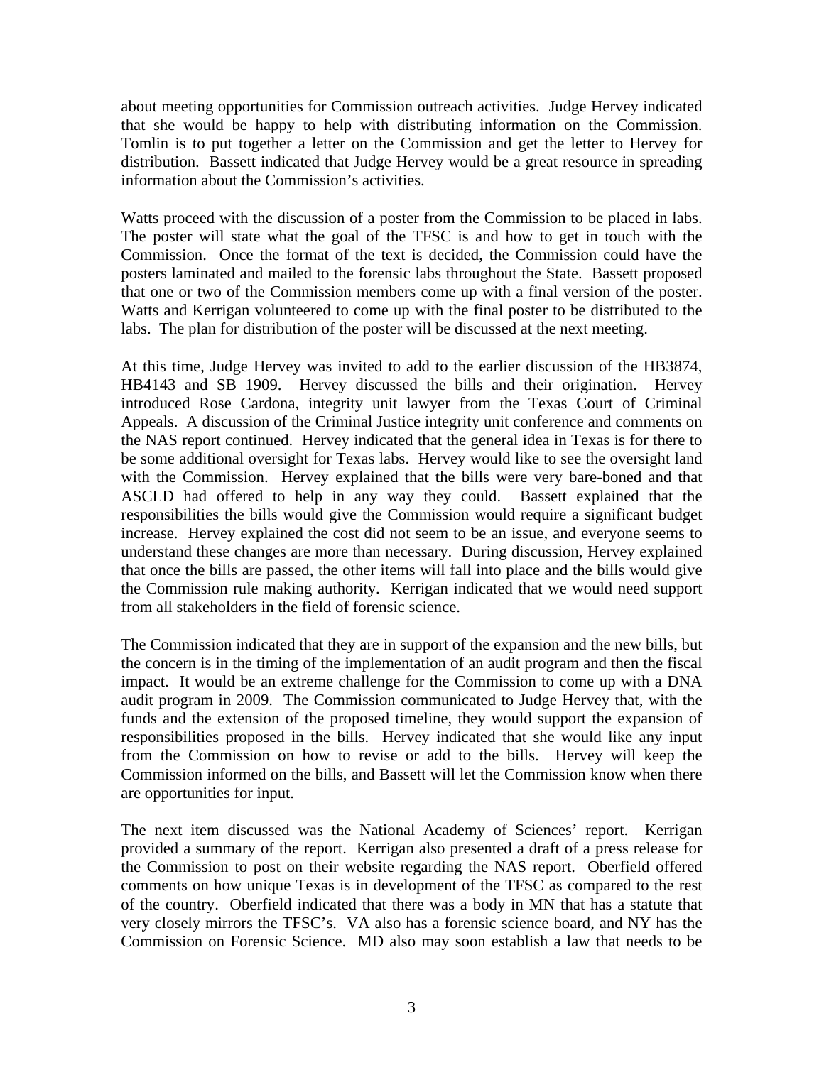about meeting opportunities for Commission outreach activities. Judge Hervey indicated that she would be happy to help with distributing information on the Commission. Tomlin is to put together a letter on the Commission and get the letter to Hervey for distribution. Bassett indicated that Judge Hervey would be a great resource in spreading information about the Commission's activities.

Watts proceed with the discussion of a poster from the Commission to be placed in labs. The poster will state what the goal of the TFSC is and how to get in touch with the Commission. Once the format of the text is decided, the Commission could have the posters laminated and mailed to the forensic labs throughout the State. Bassett proposed that one or two of the Commission members come up with a final version of the poster. Watts and Kerrigan volunteered to come up with the final poster to be distributed to the labs. The plan for distribution of the poster will be discussed at the next meeting.

At this time, Judge Hervey was invited to add to the earlier discussion of the HB3874, HB4143 and SB 1909. Hervey discussed the bills and their origination. Hervey introduced Rose Cardona, integrity unit lawyer from the Texas Court of Criminal Appeals. A discussion of the Criminal Justice integrity unit conference and comments on the NAS report continued. Hervey indicated that the general idea in Texas is for there to be some additional oversight for Texas labs. Hervey would like to see the oversight land with the Commission. Hervey explained that the bills were very bare-boned and that ASCLD had offered to help in any way they could. Bassett explained that the responsibilities the bills would give the Commission would require a significant budget increase. Hervey explained the cost did not seem to be an issue, and everyone seems to understand these changes are more than necessary. During discussion, Hervey explained that once the bills are passed, the other items will fall into place and the bills would give the Commission rule making authority. Kerrigan indicated that we would need support from all stakeholders in the field of forensic science.

The Commission indicated that they are in support of the expansion and the new bills, but the concern is in the timing of the implementation of an audit program and then the fiscal impact. It would be an extreme challenge for the Commission to come up with a DNA audit program in 2009. The Commission communicated to Judge Hervey that, with the funds and the extension of the proposed timeline, they would support the expansion of responsibilities proposed in the bills. Hervey indicated that she would like any input from the Commission on how to revise or add to the bills. Hervey will keep the Commission informed on the bills, and Bassett will let the Commission know when there are opportunities for input.

The next item discussed was the National Academy of Sciences' report. Kerrigan provided a summary of the report. Kerrigan also presented a draft of a press release for the Commission to post on their website regarding the NAS report. Oberfield offered comments on how unique Texas is in development of the TFSC as compared to the rest of the country. Oberfield indicated that there was a body in MN that has a statute that very closely mirrors the TFSC's. VA also has a forensic science board, and NY has the Commission on Forensic Science. MD also may soon establish a law that needs to be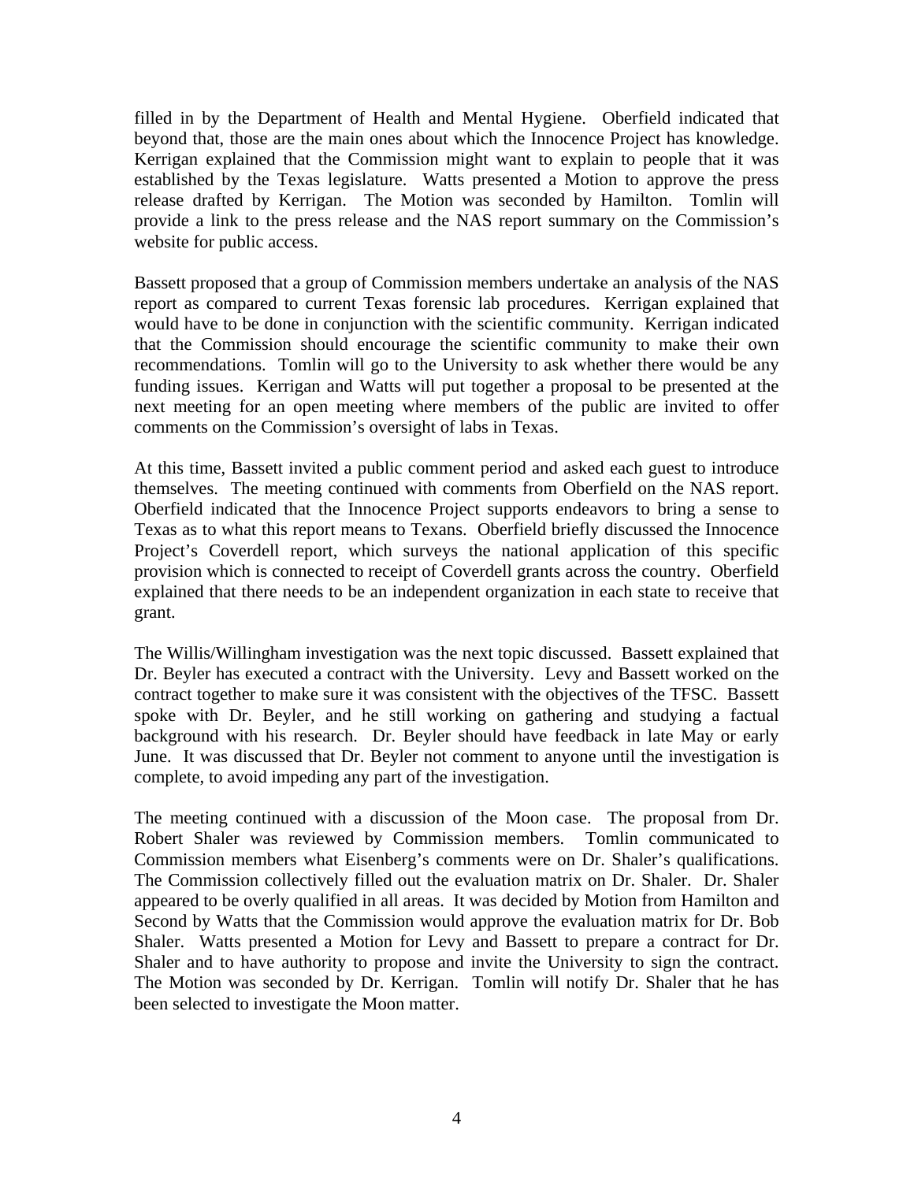filled in by the Department of Health and Mental Hygiene. Oberfield indicated that beyond that, those are the main ones about which the Innocence Project has knowledge. Kerrigan explained that the Commission might want to explain to people that it was established by the Texas legislature. Watts presented a Motion to approve the press release drafted by Kerrigan. The Motion was seconded by Hamilton. Tomlin will provide a link to the press release and the NAS report summary on the Commission's website for public access.

Bassett proposed that a group of Commission members undertake an analysis of the NAS report as compared to current Texas forensic lab procedures. Kerrigan explained that would have to be done in conjunction with the scientific community. Kerrigan indicated that the Commission should encourage the scientific community to make their own recommendations. Tomlin will go to the University to ask whether there would be any funding issues. Kerrigan and Watts will put together a proposal to be presented at the next meeting for an open meeting where members of the public are invited to offer comments on the Commission's oversight of labs in Texas.

At this time, Bassett invited a public comment period and asked each guest to introduce themselves. The meeting continued with comments from Oberfield on the NAS report. Oberfield indicated that the Innocence Project supports endeavors to bring a sense to Texas as to what this report means to Texans. Oberfield briefly discussed the Innocence Project's Coverdell report, which surveys the national application of this specific provision which is connected to receipt of Coverdell grants across the country. Oberfield explained that there needs to be an independent organization in each state to receive that grant.

The Willis/Willingham investigation was the next topic discussed. Bassett explained that Dr. Beyler has executed a contract with the University. Levy and Bassett worked on the contract together to make sure it was consistent with the objectives of the TFSC. Bassett spoke with Dr. Beyler, and he still working on gathering and studying a factual background with his research. Dr. Beyler should have feedback in late May or early June. It was discussed that Dr. Beyler not comment to anyone until the investigation is complete, to avoid impeding any part of the investigation.

The meeting continued with a discussion of the Moon case. The proposal from Dr. Robert Shaler was reviewed by Commission members. Tomlin communicated to Commission members what Eisenberg's comments were on Dr. Shaler's qualifications. The Commission collectively filled out the evaluation matrix on Dr. Shaler. Dr. Shaler appeared to be overly qualified in all areas. It was decided by Motion from Hamilton and Second by Watts that the Commission would approve the evaluation matrix for Dr. Bob Shaler. Watts presented a Motion for Levy and Bassett to prepare a contract for Dr. Shaler and to have authority to propose and invite the University to sign the contract. The Motion was seconded by Dr. Kerrigan. Tomlin will notify Dr. Shaler that he has been selected to investigate the Moon matter.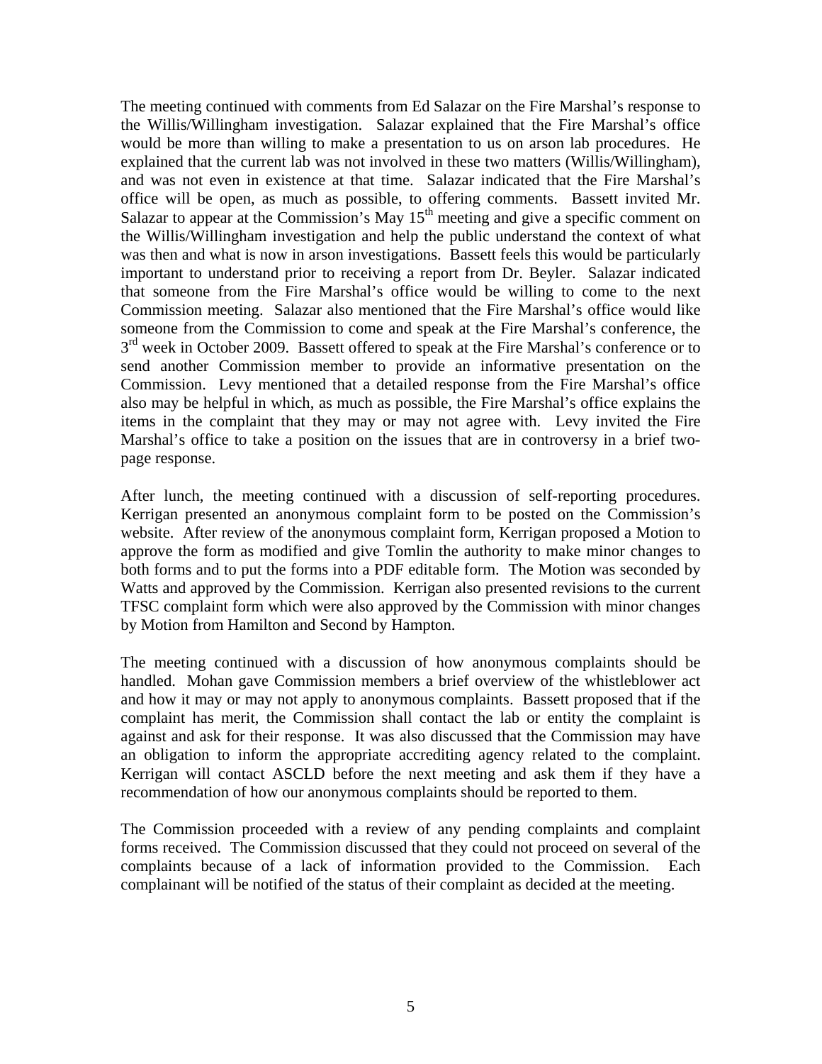The meeting continued with comments from Ed Salazar on the Fire Marshal's response to the Willis/Willingham investigation. Salazar explained that the Fire Marshal's office would be more than willing to make a presentation to us on arson lab procedures. He explained that the current lab was not involved in these two matters (Willis/Willingham), and was not even in existence at that time. Salazar indicated that the Fire Marshal's office will be open, as much as possible, to offering comments. Bassett invited Mr. Salazar to appear at the Commission's May 15th meeting and give a specific comment on the Willis/Willingham investigation and help the public understand the context of what was then and what is now in arson investigations. Bassett feels this would be particularly important to understand prior to receiving a report from Dr. Beyler. Salazar indicated that someone from the Fire Marshal's office would be willing to come to the next Commission meeting. Salazar also mentioned that the Fire Marshal's office would like someone from the Commission to come and speak at the Fire Marshal's conference, the 3rd week in October 2009. Bassett offered to speak at the Fire Marshal's conference or to send another Commission member to provide an informative presentation on the Commission. Levy mentioned that a detailed response from the Fire Marshal's office also may be helpful in which, as much as possible, the Fire Marshal's office explains the items in the complaint that they may or may not agree with. Levy invited the Fire Marshal's office to take a position on the issues that are in controversy in a brief two-page response.

After lunch, the meeting continued with a discussion of self-reporting procedures. Kerrigan presented an anonymous complaint form to be posted on the Commission's website. After review of the anonymous complaint form, Kerrigan proposed a Motion to approve the form as modified and give Tomlin the authority to make minor changes to both forms and to put the forms into a PDF editable form. The Motion was seconded by Watts and approved by the Commission. Kerrigan also presented revisions to the current TFSC complaint form which were also approved by the Commission with minor changes by Motion from Hamilton and Second by Hampton.

The meeting continued with a discussion of how anonymous complaints should be handled. Mohan gave Commission members a brief overview of the whistleblower act and how it may or may not apply to anonymous complaints. Bassett proposed that if the complaint has merit, the Commission shall contact the lab or entity the complaint is against and ask for their response. It was also discussed that the Commission may have an obligation to inform the appropriate accrediting agency related to the complaint. Kerrigan will contact ASCLD before the next meeting and ask them if they have a recommendation of how our anonymous complaints should be reported to them.

The Commission proceeded with a review of any pending complaints and complaint forms received. The Commission discussed that they could not proceed on several of the complaints because of a lack of information provided to the Commission. Each complainant will be notified of the status of their complaint as decided at the meeting.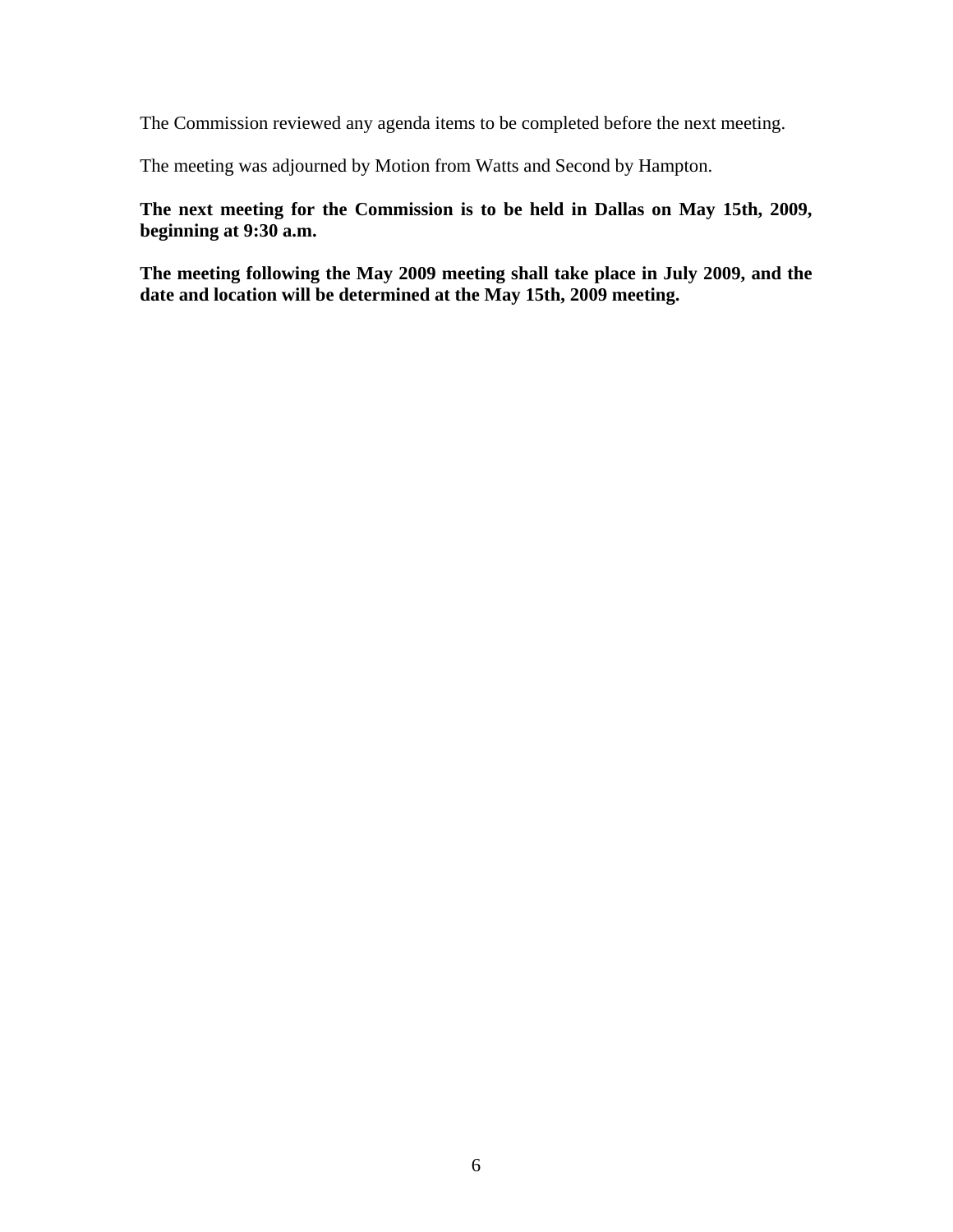The Commission reviewed any agenda items to be completed before the next meeting.

The meeting was adjourned by Motion from Watts and Second by Hampton.

**The next meeting for the Commission is to be held in Dallas on May 15th, 2009, beginning at 9:30 a.m.**

**The meeting following the May 2009 meeting shall take place in July 2009, and the date and location will be determined at the May 15th, 2009 meeting.**